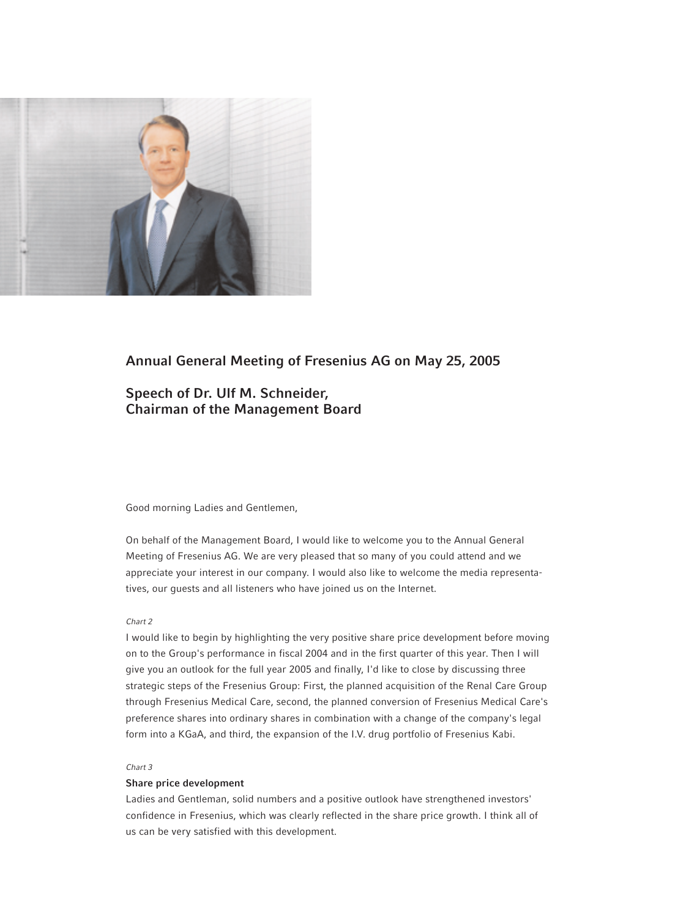## Annual General Meeting of Fresenius AG on May 25, 2005

## Speech of Dr. Ulf M. Schneider, Chairman of the Management Board

Good morning Ladies and Gentlemen,

On behalf of the Management Board, I would like to welcome you to the Annual General Meeting of Fresenius AG. We are very pleased that so many of you could attend and we appreciate your interest in our company. I would also like to welcome the media representatives, our guests and all listeners who have joined us on the Internet.

*Chart 2*

I would like to begin by highlighting the very positive share price development before moving on to the Group's performance in fiscal 2004 and in the first quarter of this year. Then I will give you an outlook for the full year 2005 and finally, I'd like to close by discussing three strategic steps of the Fresenius Group: First, the planned acquisition of the Renal Care Group through Fresenius Medical Care, second, the planned conversion of Fresenius Medical Care's preference shares into ordinary shares in combination with a change of the company's legal form into a KGaA, and third, the expansion of the I.V. drug portfolio of Fresenius Kabi.

*Chart 3*

**Share price development**

Ladies and Gentleman, solid numbers and a positive outlook have strengthened investors' confidence in Fresenius, which was clearly reflected in the share price growth. I think all of us can be very satisfied with this development.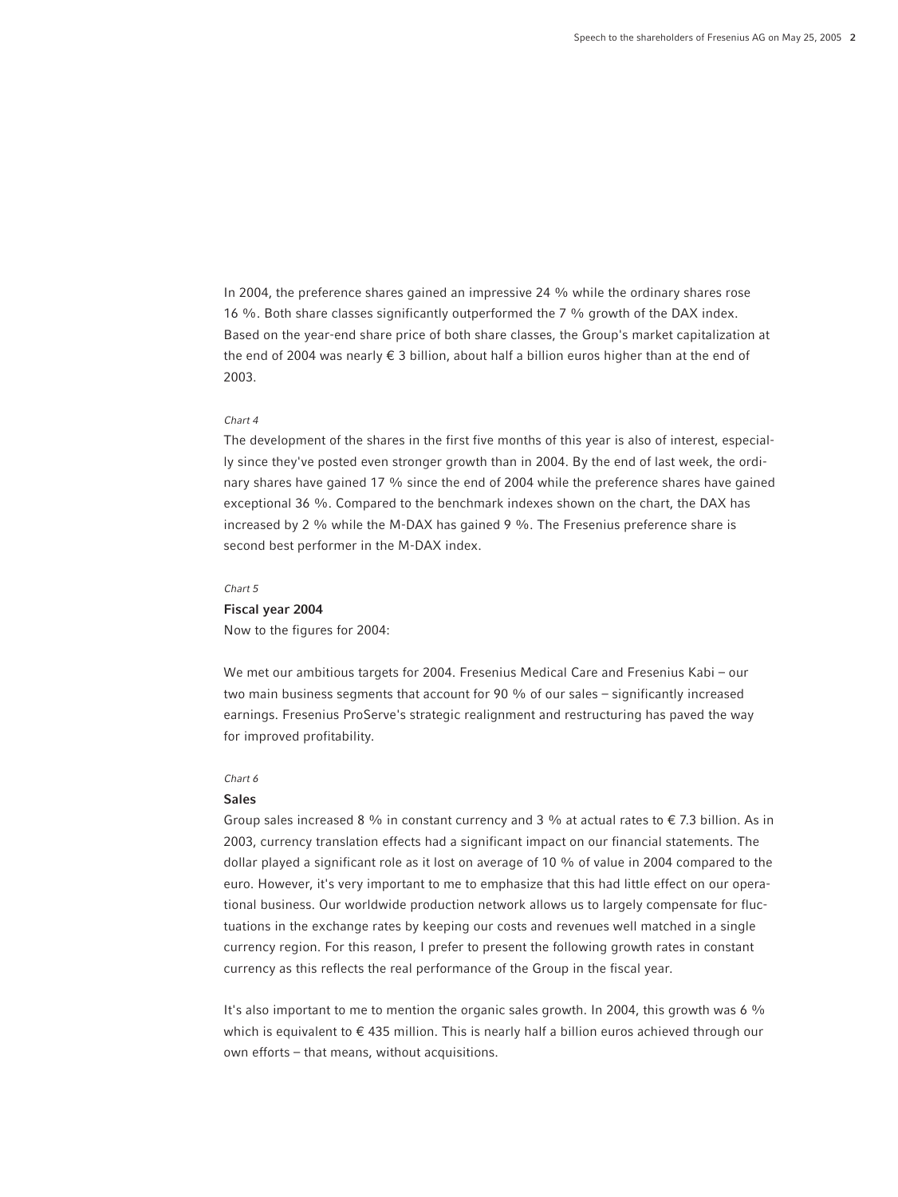In 2004, the preference shares gained an impressive 24 % while the ordinary shares rose 16 %. Both share classes significantly outperformed the 7 % growth of the DAX index. Based on the year-end share price of both share classes, the Group's market capitalization at the end of 2004 was nearly € 3 billion, about half a billion euros higher than at the end of 2003.

*Chart 4*

The development of the shares in the first five months of this year is also of interest, especially since they've posted even stronger growth than in 2004. By the end of last week, the ordinary shares have gained 17 % since the end of 2004 while the preference shares have gained exceptional 36 %. Compared to the benchmark indexes shown on the chart, the DAX has increased by 2 % while the M-DAX has gained 9 %. The Fresenius preference share is second best performer in the M-DAX index.

*Chart 5*

**Fiscal year 2004**

Now to the figures for 2004:

We met our ambitious targets for 2004. Fresenius Medical Care and Fresenius Kabi – our two main business segments that account for 90 % of our sales – significantly increased earnings. Fresenius ProServe's strategic realignment and restructuring has paved the way for improved profitability.

*Chart 6*

**Sales**

Group sales increased 8 % in constant currency and 3 % at actual rates to € 7.3 billion. As in 2003, currency translation effects had a significant impact on our financial statements. The dollar played a significant role as it lost on average of 10 % of value in 2004 compared to the euro. However, it's very important to me to emphasize that this had little effect on our operational business. Our worldwide production network allows us to largely compensate for fluctuations in the exchange rates by keeping our costs and revenues well matched in a single currency region. For this reason, I prefer to present the following growth rates in constant currency as this reflects the real performance of the Group in the fiscal year.

It's also important to me to mention the organic sales growth. In 2004, this growth was 6 % which is equivalent to € 435 million. This is nearly half a billion euros achieved through our own efforts – that means, without acquisitions.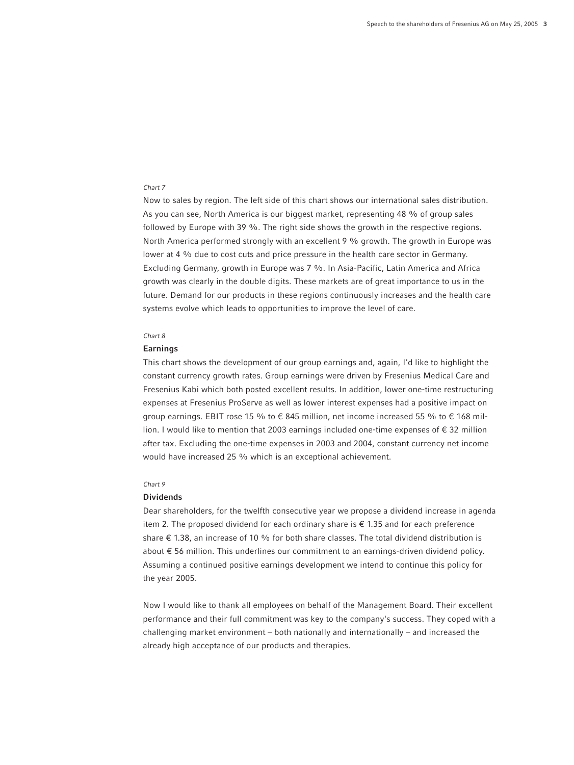*Chart 7*

Now to sales by region. The left side of this chart shows our international sales distribution. As you can see, North America is our biggest market, representing 48 % of group sales followed by Europe with 39 %. The right side shows the growth in the respective regions. North America performed strongly with an excellent 9 % growth. The growth in Europe was lower at 4 % due to cost cuts and price pressure in the health care sector in Germany. Excluding Germany, growth in Europe was 7 %. In Asia-Pacific, Latin America and Africa growth was clearly in the double digits. These markets are of great importance to us in the future. Demand for our products in these regions continuously increases and the health care systems evolve which leads to opportunities to improve the level of care.

*Chart 8*

**Earnings**

This chart shows the development of our group earnings and, again, I'd like to highlight the constant currency growth rates. Group earnings were driven by Fresenius Medical Care and Fresenius Kabi which both posted excellent results. In addition, lower one-time restructuring expenses at Fresenius ProServe as well as lower interest expenses had a positive impact on group earnings. EBIT rose 15 % to € 845 million, net income increased 55 % to € 168 million. I would like to mention that 2003 earnings included one-time expenses of € 32 million after tax. Excluding the one-time expenses in 2003 and 2004, constant currency net income would have increased 25 % which is an exceptional achievement.

*Chart 9*

**Dividends**

Dear shareholders, for the twelfth consecutive year we propose a dividend increase in agenda item 2. The proposed dividend for each ordinary share is € 1.35 and for each preference share € 1.38, an increase of 10 % for both share classes. The total dividend distribution is about € 56 million. This underlines our commitment to an earnings-driven dividend policy. Assuming a continued positive earnings development we intend to continue this policy for the year 2005.

Now I would like to thank all employees on behalf of the Management Board. Their excellent performance and their full commitment was key to the company's success. They coped with a challenging market environment – both nationally and internationally – and increased the already high acceptance of our products and therapies.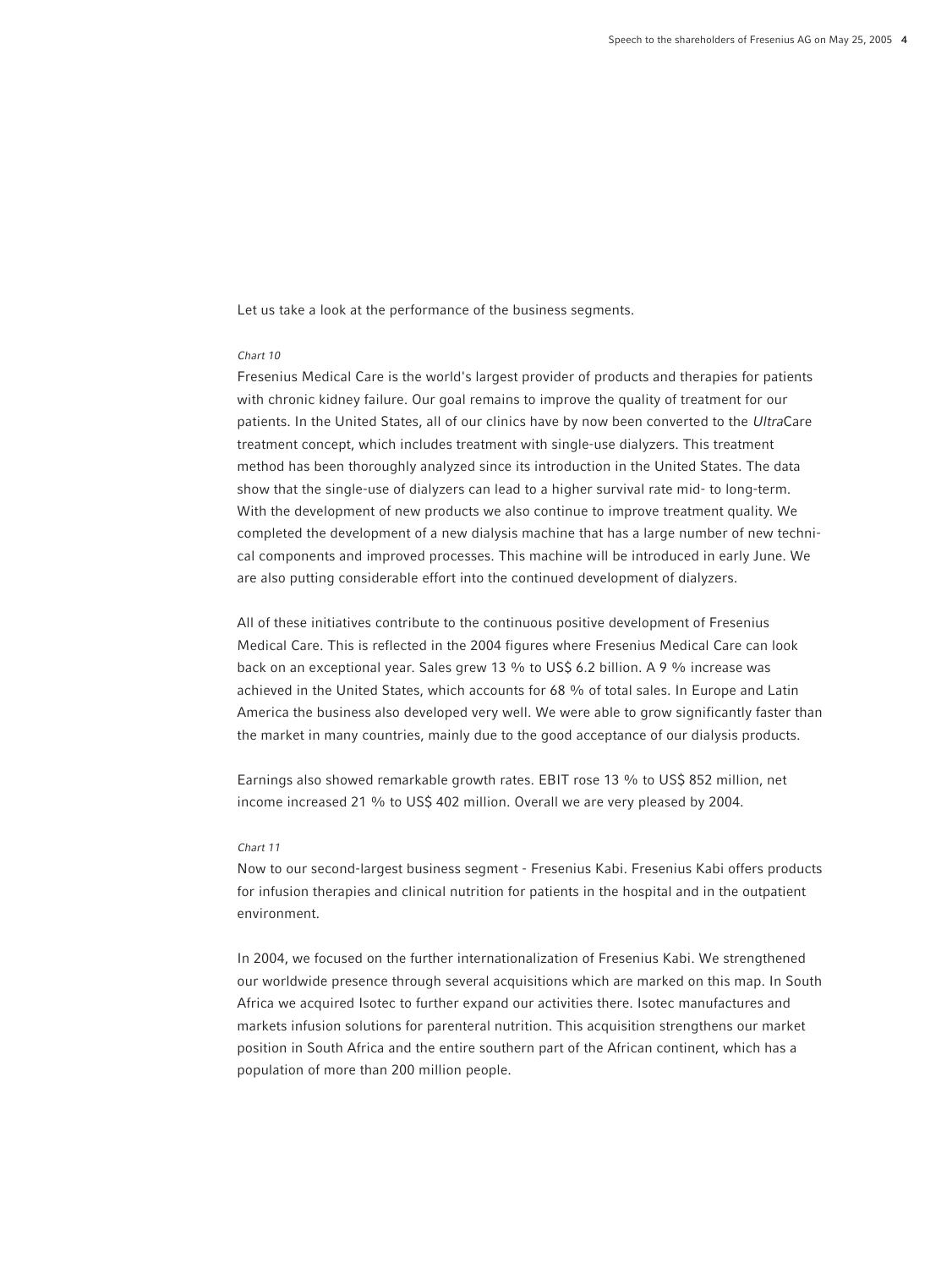Let us take a look at the performance of the business segments.

*Chart 10*

Fresenius Medical Care is the world's largest provider of products and therapies for patients with chronic kidney failure. Our goal remains to improve the quality of treatment for our patients. In the United States, all of our clinics have by now been converted to the *Ultra*Care treatment concept, which includes treatment with single-use dialyzers. This treatment method has been thoroughly analyzed since its introduction in the United States. The data show that the single-use of dialyzers can lead to a higher survival rate mid- to long-term. With the development of new products we also continue to improve treatment quality. We completed the development of a new dialysis machine that has a large number of new technical components and improved processes. This machine will be introduced in early June. We are also putting considerable effort into the continued development of dialyzers.

All of these initiatives contribute to the continuous positive development of Fresenius Medical Care. This is reflected in the 2004 figures where Fresenius Medical Care can look back on an exceptional year. Sales grew 13 % to US$ 6.2 billion. A 9 % increase was achieved in the United States, which accounts for 68 % of total sales. In Europe and Latin America the business also developed very well. We were able to grow significantly faster than the market in many countries, mainly due to the good acceptance of our dialysis products.

Earnings also showed remarkable growth rates. EBIT rose 13 % to US$ 852 million, net income increased 21 % to US$ 402 million. Overall we are very pleased by 2004.

*Chart 11*

Now to our second-largest business segment - Fresenius Kabi. Fresenius Kabi offers products for infusion therapies and clinical nutrition for patients in the hospital and in the outpatient environment.

In 2004, we focused on the further internationalization of Fresenius Kabi. We strengthened our worldwide presence through several acquisitions which are marked on this map. In South Africa we acquired Isotec to further expand our activities there. Isotec manufactures and markets infusion solutions for parenteral nutrition. This acquisition strengthens our market position in South Africa and the entire southern part of the African continent, which has a population of more than 200 million people.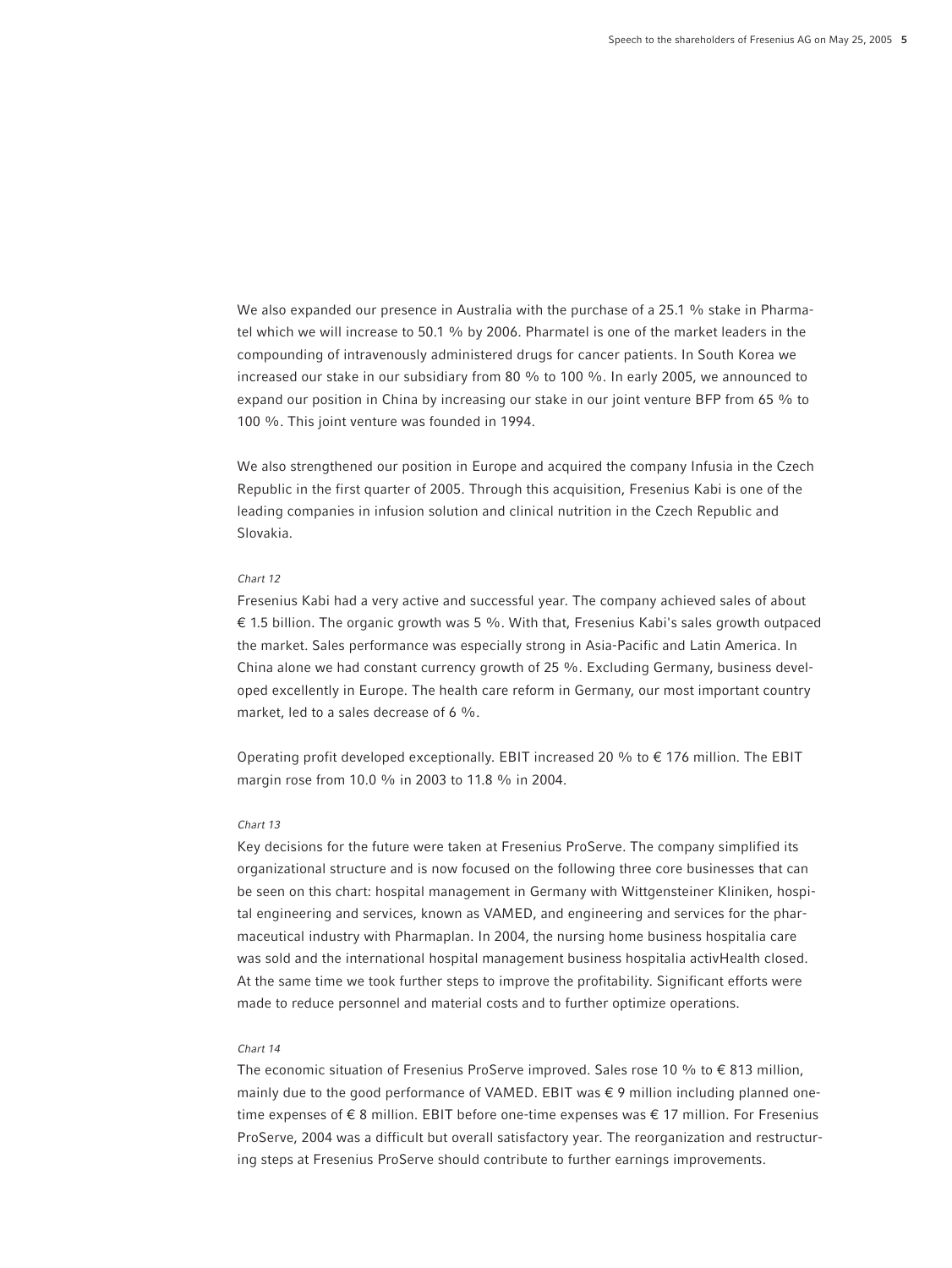We also expanded our presence in Australia with the purchase of a 25.1 % stake in Pharmatel which we will increase to 50.1 % by 2006. Pharmatel is one of the market leaders in the compounding of intravenously administered drugs for cancer patients. In South Korea we increased our stake in our subsidiary from 80 % to 100 %. In early 2005, we announced to expand our position in China by increasing our stake in our joint venture BFP from 65 % to 100 %. This joint venture was founded in 1994.

We also strengthened our position in Europe and acquired the company Infusia in the Czech Republic in the first quarter of 2005. Through this acquisition, Fresenius Kabi is one of the leading companies in infusion solution and clinical nutrition in the Czech Republic and Slovakia.

*Chart 12*

Fresenius Kabi had a very active and successful year. The company achieved sales of about € 1.5 billion. The organic growth was 5 %. With that, Fresenius Kabi's sales growth outpaced the market. Sales performance was especially strong in Asia-Pacific and Latin America. In China alone we had constant currency growth of 25 %. Excluding Germany, business developed excellently in Europe. The health care reform in Germany, our most important country market, led to a sales decrease of 6 %.

Operating profit developed exceptionally. EBIT increased 20 % to € 176 million. The EBIT margin rose from 10.0 % in 2003 to 11.8 % in 2004.

*Chart 13*

Key decisions for the future were taken at Fresenius ProServe. The company simplified its organizational structure and is now focused on the following three core businesses that can be seen on this chart: hospital management in Germany with Wittgensteiner Kliniken, hospital engineering and services, known as VAMED, and engineering and services for the pharmaceutical industry with Pharmaplan. In 2004, the nursing home business hospitalia care was sold and the international hospital management business hospitalia activHealth closed. At the same time we took further steps to improve the profitability. Significant efforts were made to reduce personnel and material costs and to further optimize operations.

*Chart 14*

The economic situation of Fresenius ProServe improved. Sales rose 10 % to € 813 million, mainly due to the good performance of VAMED. EBIT was € 9 million including planned one-time expenses of € 8 million. EBIT before one-time expenses was € 17 million. For Fresenius ProServe, 2004 was a difficult but overall satisfactory year. The reorganization and restructuring steps at Fresenius ProServe should contribute to further earnings improvements.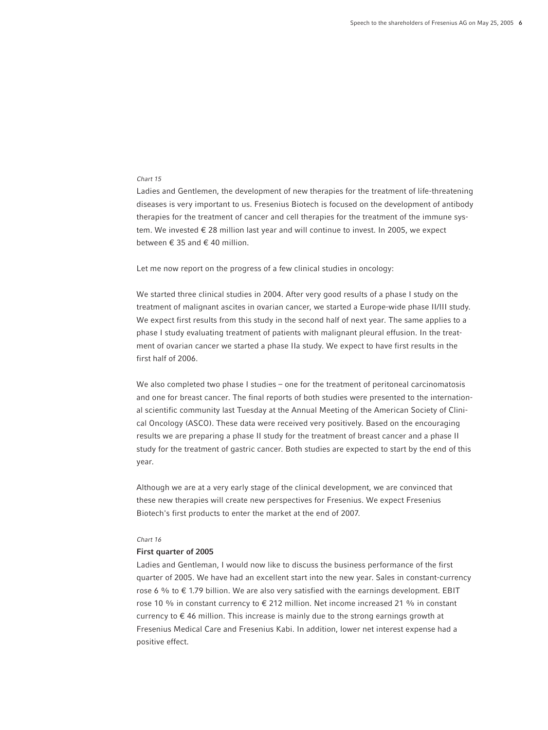*Chart 15*

Ladies and Gentlemen, the development of new therapies for the treatment of life-threatening diseases is very important to us. Fresenius Biotech is focused on the development of antibody therapies for the treatment of cancer and cell therapies for the treatment of the immune system. We invested € 28 million last year and will continue to invest. In 2005, we expect between € 35 and € 40 million.

Let me now report on the progress of a few clinical studies in oncology:

We started three clinical studies in 2004. After very good results of a phase I study on the treatment of malignant ascites in ovarian cancer, we started a Europe-wide phase II/III study. We expect first results from this study in the second half of next year. The same applies to a phase I study evaluating treatment of patients with malignant pleural effusion. In the treatment of ovarian cancer we started a phase IIa study. We expect to have first results in the first half of 2006.

We also completed two phase I studies – one for the treatment of peritoneal carcinomatosis and one for breast cancer. The final reports of both studies were presented to the international scientific community last Tuesday at the Annual Meeting of the American Society of Clinical Oncology (ASCO). These data were received very positively. Based on the encouraging results we are preparing a phase II study for the treatment of breast cancer and a phase II study for the treatment of gastric cancer. Both studies are expected to start by the end of this year.

Although we are at a very early stage of the clinical development, we are convinced that these new therapies will create new perspectives for Fresenius. We expect Fresenius Biotech's first products to enter the market at the end of 2007.

*Chart 16*

**First quarter of 2005**

Ladies and Gentleman, I would now like to discuss the business performance of the first quarter of 2005. We have had an excellent start into the new year. Sales in constant-currency rose 6 % to € 1.79 billion. We are also very satisfied with the earnings development. EBIT rose 10 % in constant currency to € 212 million. Net income increased 21 % in constant currency to € 46 million. This increase is mainly due to the strong earnings growth at Fresenius Medical Care and Fresenius Kabi. In addition, lower net interest expense had a positive effect.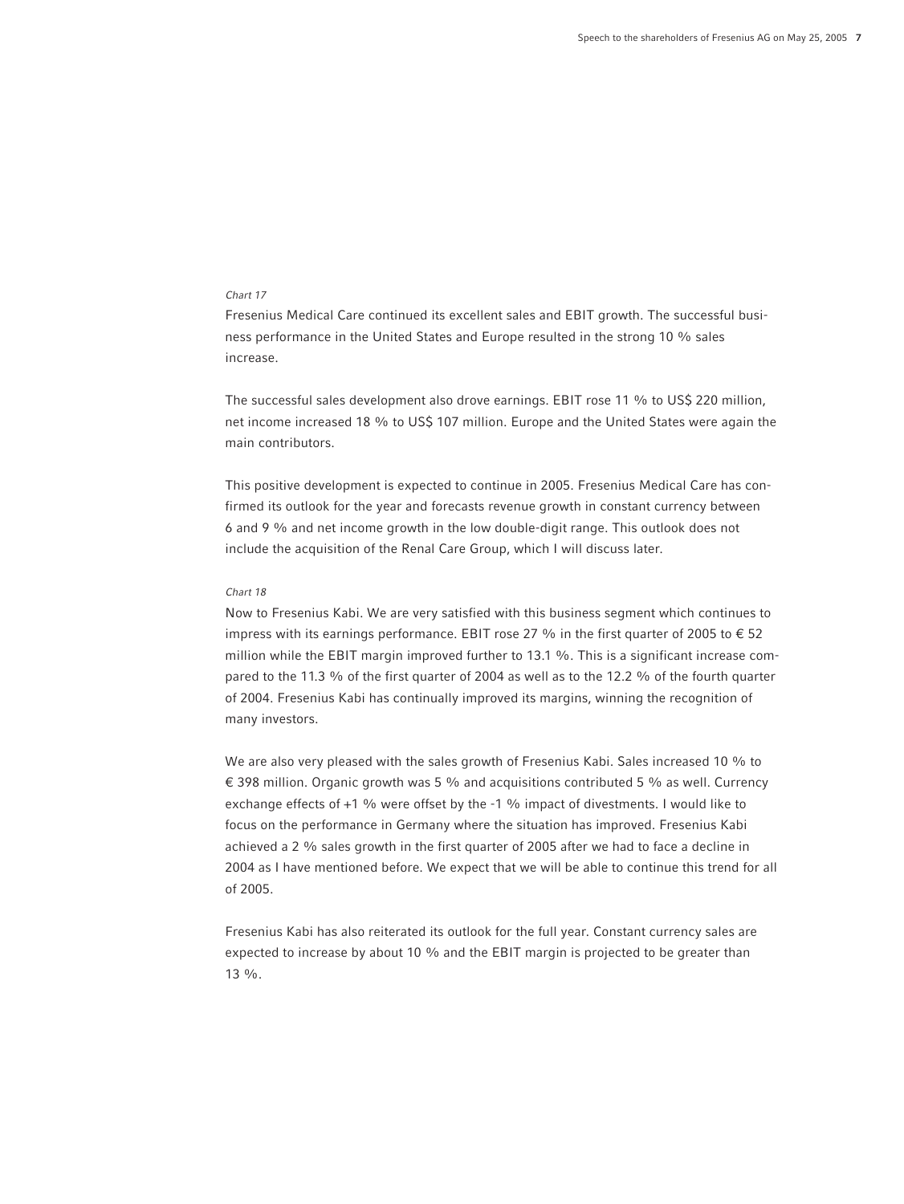*Chart 17*

Fresenius Medical Care continued its excellent sales and EBIT growth. The successful business performance in the United States and Europe resulted in the strong 10 % sales increase.

The successful sales development also drove earnings. EBIT rose 11 % to US$ 220 million, net income increased 18 % to US$ 107 million. Europe and the United States were again the main contributors.

This positive development is expected to continue in 2005. Fresenius Medical Care has confirmed its outlook for the year and forecasts revenue growth in constant currency between 6 and 9 % and net income growth in the low double-digit range. This outlook does not include the acquisition of the Renal Care Group, which I will discuss later.

*Chart 18*

Now to Fresenius Kabi. We are very satisfied with this business segment which continues to impress with its earnings performance. EBIT rose 27 % in the first quarter of 2005 to € 52 million while the EBIT margin improved further to 13.1 %. This is a significant increase compared to the 11.3 % of the first quarter of 2004 as well as to the 12.2 % of the fourth quarter of 2004. Fresenius Kabi has continually improved its margins, winning the recognition of many investors.

We are also very pleased with the sales growth of Fresenius Kabi. Sales increased 10 % to € 398 million. Organic growth was 5 % and acquisitions contributed 5 % as well. Currency exchange effects of +1 % were offset by the -1 % impact of divestments. I would like to focus on the performance in Germany where the situation has improved. Fresenius Kabi achieved a 2 % sales growth in the first quarter of 2005 after we had to face a decline in 2004 as I have mentioned before. We expect that we will be able to continue this trend for all of 2005.

Fresenius Kabi has also reiterated its outlook for the full year. Constant currency sales are expected to increase by about 10 % and the EBIT margin is projected to be greater than 13 %.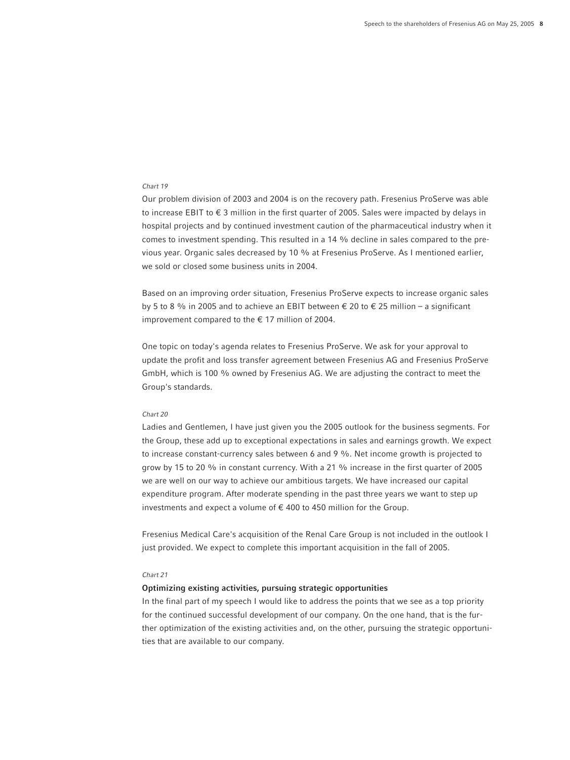*Chart 19*

Our problem division of 2003 and 2004 is on the recovery path. Fresenius ProServe was able to increase EBIT to € 3 million in the first quarter of 2005. Sales were impacted by delays in hospital projects and by continued investment caution of the pharmaceutical industry when it comes to investment spending. This resulted in a 14 % decline in sales compared to the previous year. Organic sales decreased by 10 % at Fresenius ProServe. As I mentioned earlier, we sold or closed some business units in 2004.

Based on an improving order situation, Fresenius ProServe expects to increase organic sales by 5 to 8 % in 2005 and to achieve an EBIT between € 20 to € 25 million – a significant improvement compared to the € 17 million of 2004.

One topic on today's agenda relates to Fresenius ProServe. We ask for your approval to update the profit and loss transfer agreement between Fresenius AG and Fresenius ProServe GmbH, which is 100 % owned by Fresenius AG. We are adjusting the contract to meet the Group's standards.

*Chart 20*

Ladies and Gentlemen, I have just given you the 2005 outlook for the business segments. For the Group, these add up to exceptional expectations in sales and earnings growth. We expect to increase constant-currency sales between 6 and 9 %. Net income growth is projected to grow by 15 to 20 % in constant currency. With a 21 % increase in the first quarter of 2005 we are well on our way to achieve our ambitious targets. We have increased our capital expenditure program. After moderate spending in the past three years we want to step up investments and expect a volume of € 400 to 450 million for the Group.

Fresenius Medical Care's acquisition of the Renal Care Group is not included in the outlook I just provided. We expect to complete this important acquisition in the fall of 2005.

*Chart 21*

**Optimizing existing activities, pursuing strategic opportunities**

In the final part of my speech I would like to address the points that we see as a top priority for the continued successful development of our company. On the one hand, that is the further optimization of the existing activities and, on the other, pursuing the strategic opportunities that are available to our company.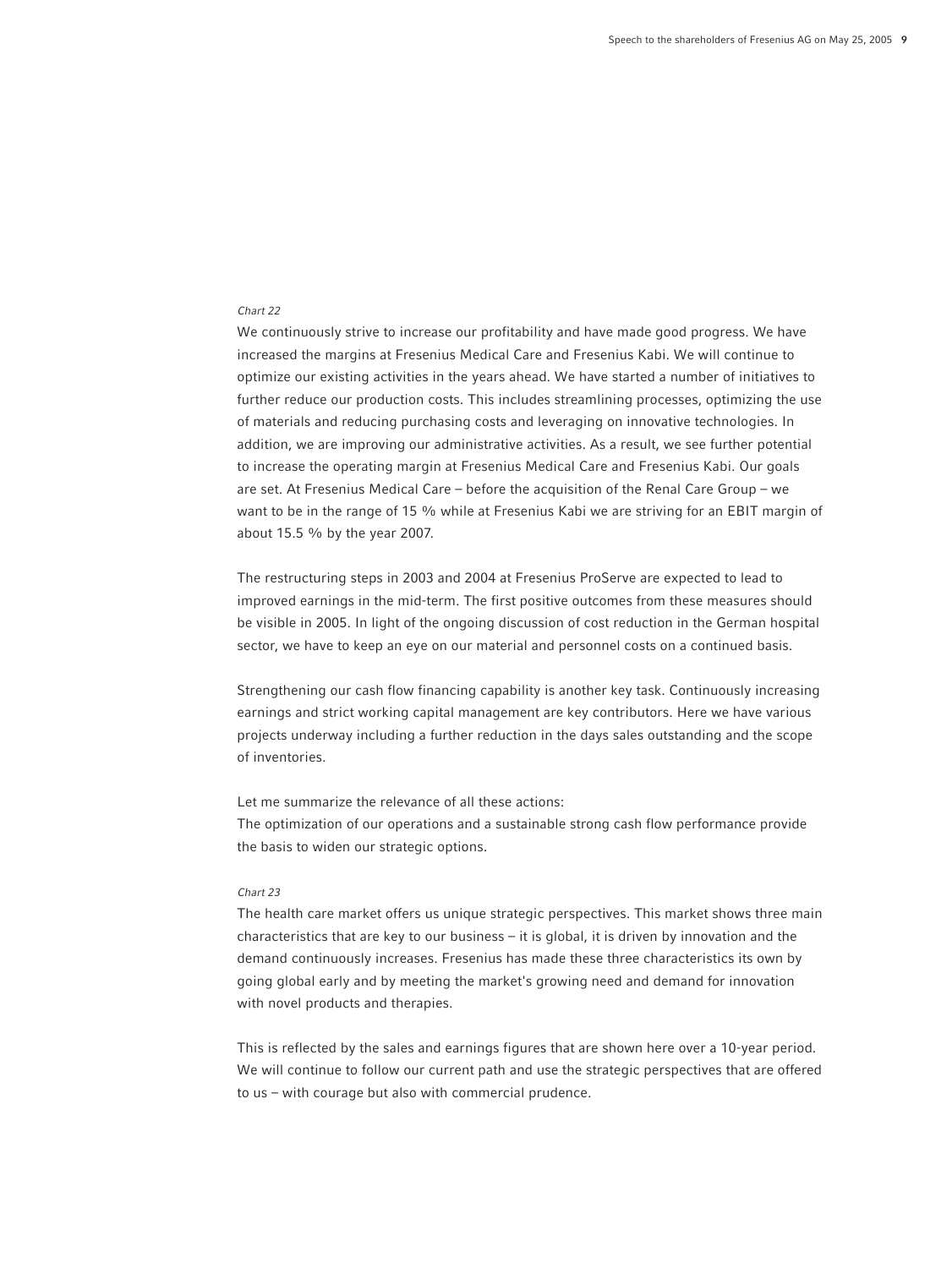*Chart 22*

We continuously strive to increase our profitability and have made good progress. We have increased the margins at Fresenius Medical Care and Fresenius Kabi. We will continue to optimize our existing activities in the years ahead. We have started a number of initiatives to further reduce our production costs. This includes streamlining processes, optimizing the use of materials and reducing purchasing costs and leveraging on innovative technologies. In addition, we are improving our administrative activities. As a result, we see further potential to increase the operating margin at Fresenius Medical Care and Fresenius Kabi. Our goals are set. At Fresenius Medical Care – before the acquisition of the Renal Care Group – we want to be in the range of 15 % while at Fresenius Kabi we are striving for an EBIT margin of about 15.5 % by the year 2007.

The restructuring steps in 2003 and 2004 at Fresenius ProServe are expected to lead to improved earnings in the mid-term. The first positive outcomes from these measures should be visible in 2005. In light of the ongoing discussion of cost reduction in the German hospital sector, we have to keep an eye on our material and personnel costs on a continued basis.

Strengthening our cash flow financing capability is another key task. Continuously increasing earnings and strict working capital management are key contributors. Here we have various projects underway including a further reduction in the days sales outstanding and the scope of inventories.

Let me summarize the relevance of all these actions:
The optimization of our operations and a sustainable strong cash flow performance provide the basis to widen our strategic options.

*Chart 23*

The health care market offers us unique strategic perspectives. This market shows three main characteristics that are key to our business – it is global, it is driven by innovation and the demand continuously increases. Fresenius has made these three characteristics its own by going global early and by meeting the market's growing need and demand for innovation with novel products and therapies.

This is reflected by the sales and earnings figures that are shown here over a 10-year period. We will continue to follow our current path and use the strategic perspectives that are offered to us – with courage but also with commercial prudence.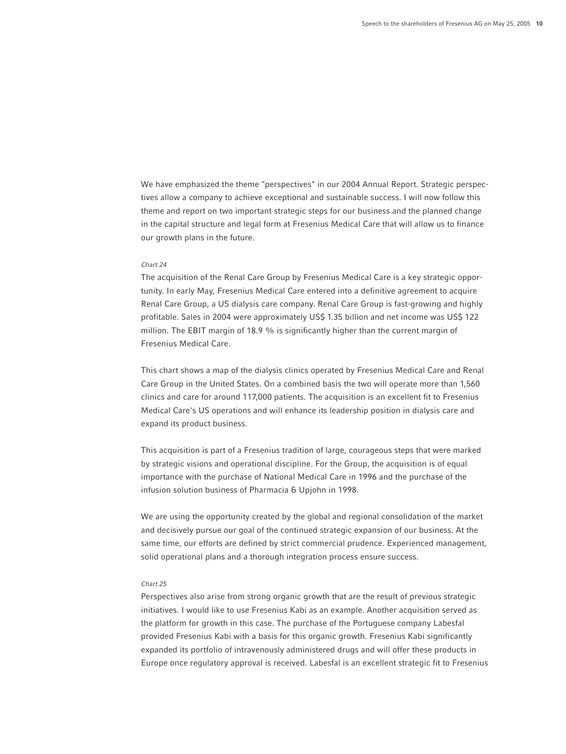We have emphasized the theme "perspectives" in our 2004 Annual Report. Strategic perspectives allow a company to achieve exceptional and sustainable success. I will now follow this theme and report on two important strategic steps for our business and the planned change in the capital structure and legal form at Fresenius Medical Care that will allow us to finance our growth plans in the future.

*Chart 24*

The acquisition of the Renal Care Group by Fresenius Medical Care is a key strategic opportunity. In early May, Fresenius Medical Care entered into a definitive agreement to acquire Renal Care Group, a US dialysis care company. Renal Care Group is fast-growing and highly profitable. Sales in 2004 were approximately US$ 1.35 billion and net income was US$ 122 million. The EBIT margin of 18.9 % is significantly higher than the current margin of Fresenius Medical Care.

This chart shows a map of the dialysis clinics operated by Fresenius Medical Care and Renal Care Group in the United States. On a combined basis the two will operate more than 1,560 clinics and care for around 117,000 patients. The acquisition is an excellent fit to Fresenius Medical Care's US operations and will enhance its leadership position in dialysis care and expand its product business.

This acquisition is part of a Fresenius tradition of large, courageous steps that were marked by strategic visions and operational discipline. For the Group, the acquisition is of equal importance with the purchase of National Medical Care in 1996 and the purchase of the infusion solution business of Pharmacia & Upjohn in 1998.

We are using the opportunity created by the global and regional consolidation of the market and decisively pursue our goal of the continued strategic expansion of our business. At the same time, our efforts are defined by strict commercial prudence. Experienced management, solid operational plans and a thorough integration process ensure success.

*Chart 25*

Perspectives also arise from strong organic growth that are the result of previous strategic initiatives. I would like to use Fresenius Kabi as an example. Another acquisition served as the platform for growth in this case. The purchase of the Portuguese company Labesfal provided Fresenius Kabi with a basis for this organic growth. Fresenius Kabi significantly expanded its portfolio of intravenously administered drugs and will offer these products in Europe once regulatory approval is received. Labesfal is an excellent strategic fit to Fresenius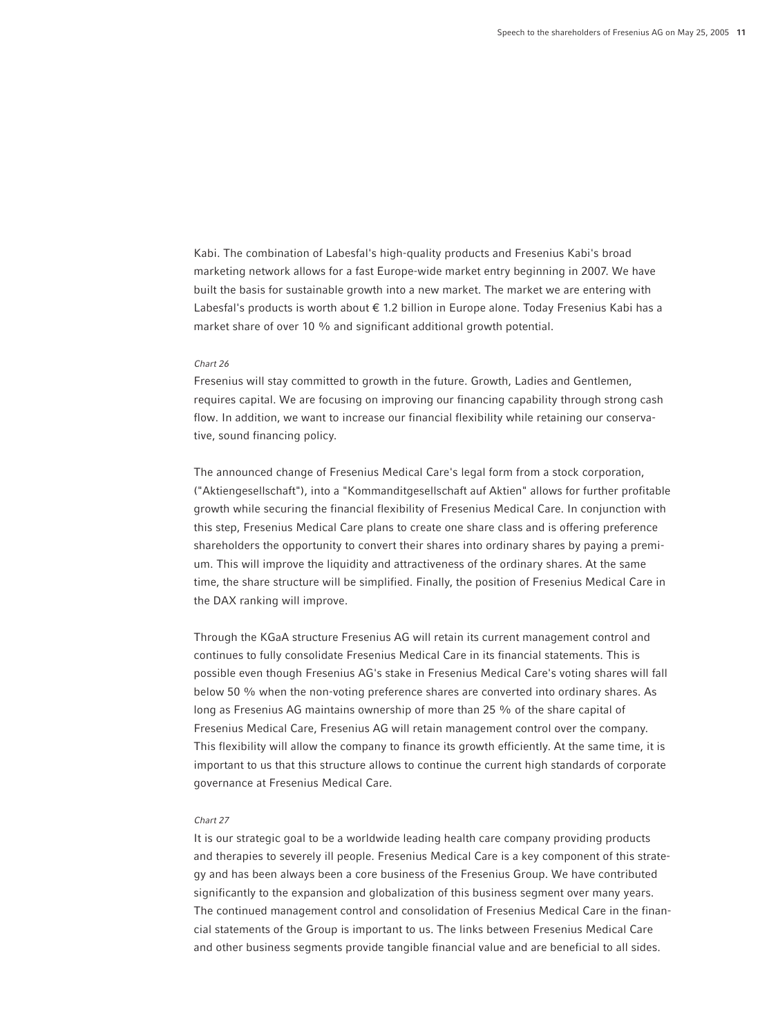Kabi. The combination of Labesfal's high-quality products and Fresenius Kabi's broad marketing network allows for a fast Europe-wide market entry beginning in 2007. We have built the basis for sustainable growth into a new market. The market we are entering with Labesfal's products is worth about € 1.2 billion in Europe alone. Today Fresenius Kabi has a market share of over 10 % and significant additional growth potential.

*Chart 26*

Fresenius will stay committed to growth in the future. Growth, Ladies and Gentlemen, requires capital. We are focusing on improving our financing capability through strong cash flow. In addition, we want to increase our financial flexibility while retaining our conservative, sound financing policy.

The announced change of Fresenius Medical Care's legal form from a stock corporation, ("Aktiengesellschaft"), into a "Kommanditgesellschaft auf Aktien" allows for further profitable growth while securing the financial flexibility of Fresenius Medical Care. In conjunction with this step, Fresenius Medical Care plans to create one share class and is offering preference shareholders the opportunity to convert their shares into ordinary shares by paying a premium. This will improve the liquidity and attractiveness of the ordinary shares. At the same time, the share structure will be simplified. Finally, the position of Fresenius Medical Care in the DAX ranking will improve.

Through the KGaA structure Fresenius AG will retain its current management control and continues to fully consolidate Fresenius Medical Care in its financial statements. This is possible even though Fresenius AG's stake in Fresenius Medical Care's voting shares will fall below 50 % when the non-voting preference shares are converted into ordinary shares. As long as Fresenius AG maintains ownership of more than 25 % of the share capital of Fresenius Medical Care, Fresenius AG will retain management control over the company. This flexibility will allow the company to finance its growth efficiently. At the same time, it is important to us that this structure allows to continue the current high standards of corporate governance at Fresenius Medical Care.

*Chart 27*

It is our strategic goal to be a worldwide leading health care company providing products and therapies to severely ill people. Fresenius Medical Care is a key component of this strategy and has been always been a core business of the Fresenius Group. We have contributed significantly to the expansion and globalization of this business segment over many years. The continued management control and consolidation of Fresenius Medical Care in the financial statements of the Group is important to us. The links between Fresenius Medical Care and other business segments provide tangible financial value and are beneficial to all sides.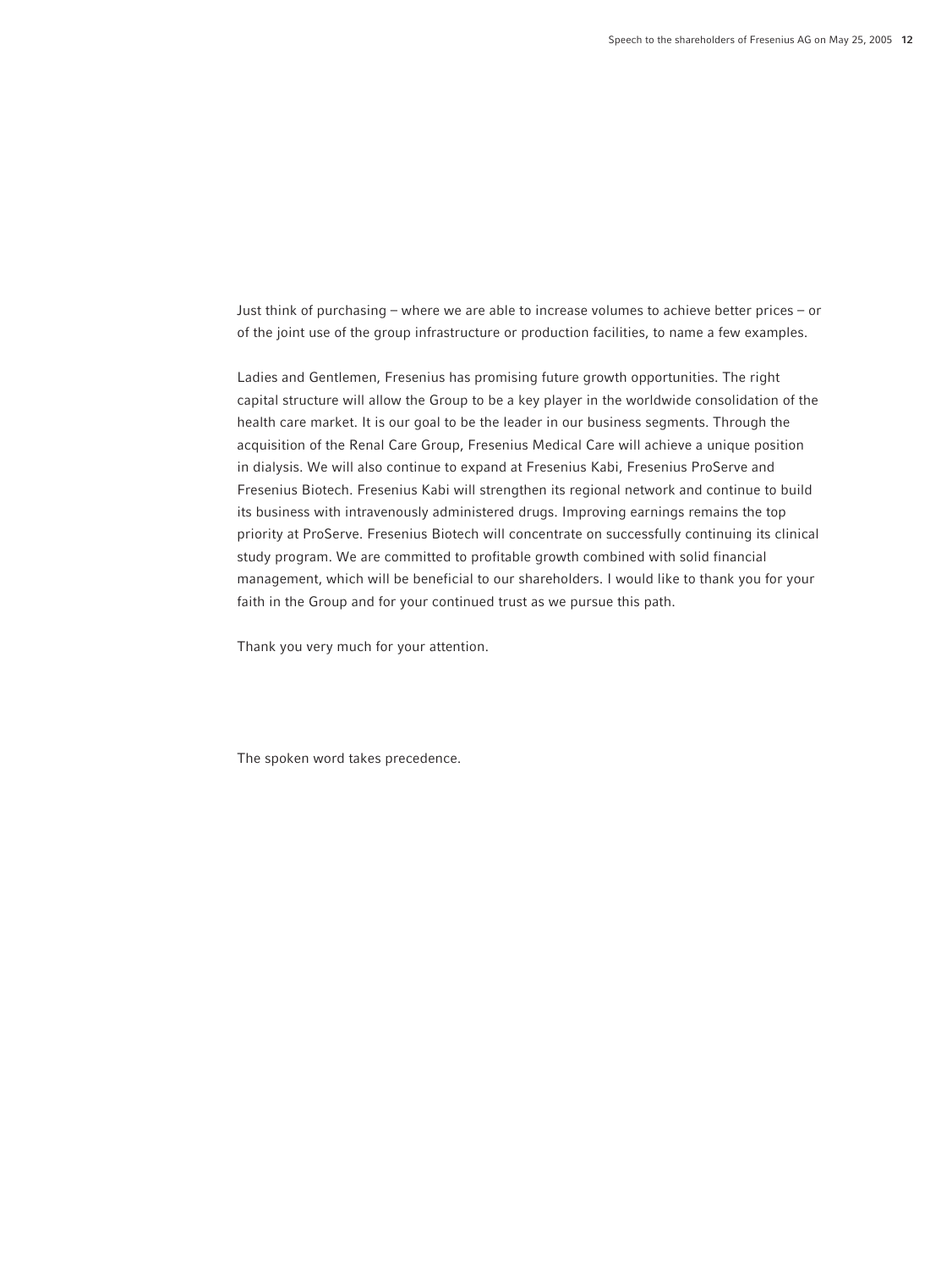Just think of purchasing – where we are able to increase volumes to achieve better prices – or of the joint use of the group infrastructure or production facilities, to name a few examples.

Ladies and Gentlemen, Fresenius has promising future growth opportunities. The right capital structure will allow the Group to be a key player in the worldwide consolidation of the health care market. It is our goal to be the leader in our business segments. Through the acquisition of the Renal Care Group, Fresenius Medical Care will achieve a unique position in dialysis. We will also continue to expand at Fresenius Kabi, Fresenius ProServe and Fresenius Biotech. Fresenius Kabi will strengthen its regional network and continue to build its business with intravenously administered drugs. Improving earnings remains the top priority at ProServe. Fresenius Biotech will concentrate on successfully continuing its clinical study program. We are committed to profitable growth combined with solid financial management, which will be beneficial to our shareholders. I would like to thank you for your faith in the Group and for your continued trust as we pursue this path.

Thank you very much for your attention.

The spoken word takes precedence.